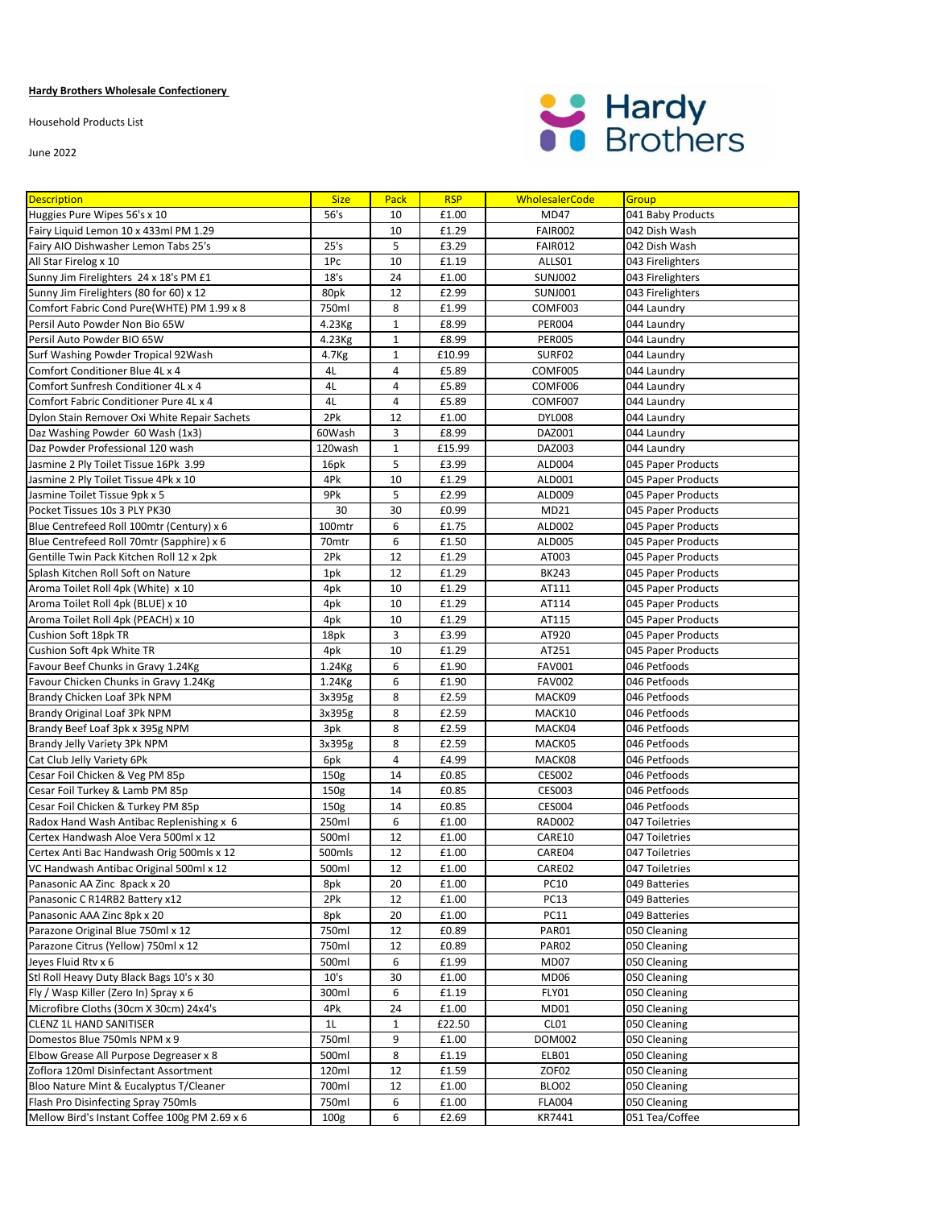**Hardy Brothers Wholesale Confectionery**

Household Products List

June 2022

| Description | Size | Pack | RSP | WholesalerCode | Group |
|---|---|---|---|---|---|
| Huggies Pure Wipes 56's x 10 | 56's | 10 | £1.00 | MD47 | 041 Baby Products |
| Fairy Liquid Lemon 10 x 433ml PM 1.29 | | 10 | £1.29 | FAIR002 | 042 Dish Wash |
| Fairy AIO Dishwasher Lemon Tabs 25's | 25's | 5 | £3.29 | FAIR012 | 042 Dish Wash |
| All Star Firelog x 10 | 1Pc | 10 | £1.19 | ALLS01 | 043 Firelighters |
| Sunny Jim Firelighters 24 x 18's PM £1 | 18's | 24 | £1.00 | SUNJ002 | 043 Firelighters |
| Sunny Jim Firelighters (80 for 60) x 12 | 80pk | 12 | £2.99 | SUNJ001 | 043 Firelighters |
| Comfort Fabric Cond Pure(WHTE) PM 1.99 x 8 | 750ml | 8 | £1.99 | COMF003 | 044 Laundry |
| Persil Auto Powder Non Bio 65W | 4.23Kg | 1 | £8.99 | PER004 | 044 Laundry |
| Persil Auto Powder BIO 65W | 4.23Kg | 1 | £8.99 | PER005 | 044 Laundry |
| Surf Washing Powder Tropical 92Wash | 4.7Kg | 1 | £10.99 | SURF02 | 044 Laundry |
| Comfort Conditioner Blue 4L x 4 | 4L | 4 | £5.89 | COMF005 | 044 Laundry |
| Comfort Sunfresh Conditioner 4L x 4 | 4L | 4 | £5.89 | COMF006 | 044 Laundry |
| Comfort Fabric Conditioner Pure 4L x 4 | 4L | 4 | £5.89 | COMF007 | 044 Laundry |
| Dylon Stain Remover Oxi White Repair Sachets | 2Pk | 12 | £1.00 | DYL008 | 044 Laundry |
| Daz Washing Powder 60 Wash (1x3) | 60Wash | 3 | £8.99 | DAZ001 | 044 Laundry |
| Daz Powder Professional 120 wash | 120wash | 1 | £15.99 | DAZ003 | 044 Laundry |
| Jasmine 2 Ply Toilet Tissue 16Pk 3.99 | 16pk | 5 | £3.99 | ALD004 | 045 Paper Products |
| Jasmine 2 Ply Toilet Tissue 4Pk x 10 | 4Pk | 10 | £1.29 | ALD001 | 045 Paper Products |
| Jasmine Toilet Tissue 9pk x 5 | 9Pk | 5 | £2.99 | ALD009 | 045 Paper Products |
| Pocket Tissues 10s 3 PLY PK30 | 30 | 30 | £0.99 | MD21 | 045 Paper Products |
| Blue Centrefeed Roll 100mtr (Century) x 6 | 100mtr | 6 | £1.75 | ALD002 | 045 Paper Products |
| Blue Centrefeed Roll 70mtr (Sapphire) x 6 | 70mtr | 6 | £1.50 | ALD005 | 045 Paper Products |
| Gentille Twin Pack Kitchen Roll 12 x 2pk | 2Pk | 12 | £1.29 | AT003 | 045 Paper Products |
| Splash Kitchen Roll Soft on Nature | 1pk | 12 | £1.29 | BK243 | 045 Paper Products |
| Aroma Toilet Roll 4pk (White) x 10 | 4pk | 10 | £1.29 | AT111 | 045 Paper Products |
| Aroma Toilet Roll 4pk (BLUE) x 10 | 4pk | 10 | £1.29 | AT114 | 045 Paper Products |
| Aroma Toilet Roll 4pk (PEACH) x 10 | 4pk | 10 | £1.29 | AT115 | 045 Paper Products |
| Cushion Soft 18pk TR | 18pk | 3 | £3.99 | AT920 | 045 Paper Products |
| Cushion Soft 4pk White TR | 4pk | 10 | £1.29 | AT251 | 045 Paper Products |
| Favour Beef Chunks in Gravy 1.24Kg | 1.24Kg | 6 | £1.90 | FAV001 | 046 Petfoods |
| Favour Chicken Chunks in Gravy 1.24Kg | 1.24Kg | 6 | £1.90 | FAV002 | 046 Petfoods |
| Brandy Chicken Loaf 3Pk NPM | 3x395g | 8 | £2.59 | MACK09 | 046 Petfoods |
| Brandy Original Loaf 3Pk NPM | 3x395g | 8 | £2.59 | MACK10 | 046 Petfoods |
| Brandy Beef Loaf 3pk x 395g NPM | 3pk | 8 | £2.59 | MACK04 | 046 Petfoods |
| Brandy Jelly Variety 3Pk NPM | 3x395g | 8 | £2.59 | MACK05 | 046 Petfoods |
| Cat Club Jelly Variety 6Pk | 6pk | 4 | £4.99 | MACK08 | 046 Petfoods |
| Cesar Foil Chicken & Veg PM 85p | 150g | 14 | £0.85 | CES002 | 046 Petfoods |
| Cesar Foil Turkey & Lamb PM 85p | 150g | 14 | £0.85 | CES003 | 046 Petfoods |
| Cesar Foil Chicken & Turkey PM 85p | 150g | 14 | £0.85 | CES004 | 046 Petfoods |
| Radox Hand Wash Antibac Replenishing x 6 | 250ml | 6 | £1.00 | RAD002 | 047 Toiletries |
| Certex Handwash Aloe Vera 500ml x 12 | 500ml | 12 | £1.00 | CARE10 | 047 Toiletries |
| Certex Anti Bac Handwash Orig 500mls x 12 | 500mls | 12 | £1.00 | CARE04 | 047 Toiletries |
| VC Handwash Antibac Original 500ml x 12 | 500ml | 12 | £1.00 | CARE02 | 047 Toiletries |
| Panasonic AA Zinc 8pack x 20 | 8pk | 20 | £1.00 | PC10 | 049 Batteries |
| Panasonic C R14RB2 Battery x12 | 2Pk | 12 | £1.00 | PC13 | 049 Batteries |
| Panasonic AAA Zinc 8pk x 20 | 8pk | 20 | £1.00 | PC11 | 049 Batteries |
| Parazone Original Blue 750ml x 12 | 750ml | 12 | £0.89 | PAR01 | 050 Cleaning |
| Parazone Citrus (Yellow) 750ml x 12 | 750ml | 12 | £0.89 | PAR02 | 050 Cleaning |
| Jeyes Fluid Rtv x 6 | 500ml | 6 | £1.99 | MD07 | 050 Cleaning |
| Stl Roll Heavy Duty Black Bags 10's x 30 | 10's | 30 | £1.00 | MD06 | 050 Cleaning |
| Fly / Wasp Killer (Zero In) Spray x 6 | 300ml | 6 | £1.19 | FLY01 | 050 Cleaning |
| Microfibre Cloths (30cm X 30cm) 24x4's | 4Pk | 24 | £1.00 | MD01 | 050 Cleaning |
| CLENZ 1L HAND SANITISER | 1L | 1 | £22.50 | CL01 | 050 Cleaning |
| Domestos Blue 750mls NPM x 9 | 750ml | 9 | £1.00 | DOM002 | 050 Cleaning |
| Elbow Grease All Purpose Degreaser x 8 | 500ml | 8 | £1.19 | ELB01 | 050 Cleaning |
| Zoflora 120ml Disinfectant Assortment | 120ml | 12 | £1.59 | ZOF02 | 050 Cleaning |
| Bloo Nature Mint & Eucalyptus T/Cleaner | 700ml | 12 | £1.00 | BLO02 | 050 Cleaning |
| Flash Pro Disinfecting Spray 750mls | 750ml | 6 | £1.00 | FLA004 | 050 Cleaning |
| Mellow Bird's Instant Coffee 100g PM 2.69 x 6 | 100g | 6 | £2.69 | KR7441 | 051 Tea/Coffee |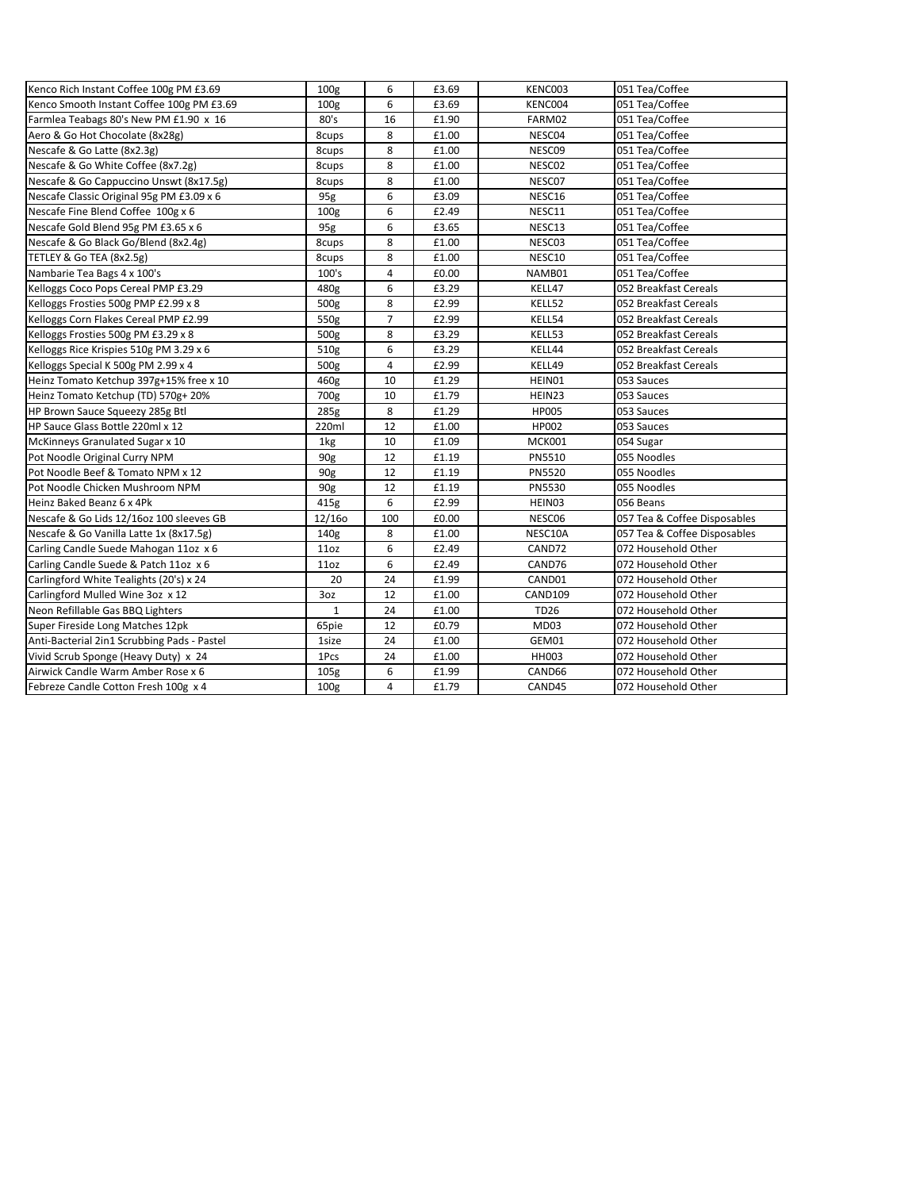| | | | | | |
|---|---|---|---|---|---|
| Kenco Rich Instant Coffee 100g PM £3.69 | 100g | 6 | £3.69 | KENC003 | 051 Tea/Coffee |
| Kenco Smooth Instant Coffee 100g PM £3.69 | 100g | 6 | £3.69 | KENC004 | 051 Tea/Coffee |
| Farmlea Teabags 80's New PM £1.90 x 16 | 80's | 16 | £1.90 | FARM02 | 051 Tea/Coffee |
| Aero & Go Hot Chocolate (8x28g) | 8cups | 8 | £1.00 | NESC04 | 051 Tea/Coffee |
| Nescafe & Go Latte (8x2.3g) | 8cups | 8 | £1.00 | NESC09 | 051 Tea/Coffee |
| Nescafe & Go White Coffee (8x7.2g) | 8cups | 8 | £1.00 | NESC02 | 051 Tea/Coffee |
| Nescafe & Go Cappuccino Unswt (8x17.5g) | 8cups | 8 | £1.00 | NESC07 | 051 Tea/Coffee |
| Nescafe Classic Original 95g PM £3.09 x 6 | 95g | 6 | £3.09 | NESC16 | 051 Tea/Coffee |
| Nescafe Fine Blend Coffee 100g x 6 | 100g | 6 | £2.49 | NESC11 | 051 Tea/Coffee |
| Nescafe Gold Blend 95g PM £3.65 x 6 | 95g | 6 | £3.65 | NESC13 | 051 Tea/Coffee |
| Nescafe & Go Black Go/Blend (8x2.4g) | 8cups | 8 | £1.00 | NESC03 | 051 Tea/Coffee |
| TETLEY & Go TEA (8x2.5g) | 8cups | 8 | £1.00 | NESC10 | 051 Tea/Coffee |
| Nambarie Tea Bags 4 x 100's | 100's | 4 | £0.00 | NAMB01 | 051 Tea/Coffee |
| Kelloggs Coco Pops Cereal PMP £3.29 | 480g | 6 | £3.29 | KELL47 | 052 Breakfast Cereals |
| Kelloggs Frosties 500g PMP £2.99 x 8 | 500g | 8 | £2.99 | KELL52 | 052 Breakfast Cereals |
| Kelloggs Corn Flakes Cereal PMP £2.99 | 550g | 7 | £2.99 | KELL54 | 052 Breakfast Cereals |
| Kelloggs Frosties 500g PM £3.29 x 8 | 500g | 8 | £3.29 | KELL53 | 052 Breakfast Cereals |
| Kelloggs Rice Krispies 510g PM 3.29 x 6 | 510g | 6 | £3.29 | KELL44 | 052 Breakfast Cereals |
| Kelloggs Special K 500g PM 2.99 x 4 | 500g | 4 | £2.99 | KELL49 | 052 Breakfast Cereals |
| Heinz Tomato Ketchup 397g+15% free x 10 | 460g | 10 | £1.29 | HEIN01 | 053 Sauces |
| Heinz Tomato Ketchup (TD) 570g+ 20% | 700g | 10 | £1.79 | HEIN23 | 053 Sauces |
| HP Brown Sauce Squeezy 285g Btl | 285g | 8 | £1.29 | HP005 | 053 Sauces |
| HP Sauce Glass Bottle 220ml x 12 | 220ml | 12 | £1.00 | HP002 | 053 Sauces |
| McKinneys Granulated Sugar x 10 | 1kg | 10 | £1.09 | MCK001 | 054 Sugar |
| Pot Noodle Original Curry NPM | 90g | 12 | £1.19 | PN5510 | 055 Noodles |
| Pot Noodle Beef & Tomato NPM x 12 | 90g | 12 | £1.19 | PN5520 | 055 Noodles |
| Pot Noodle Chicken Mushroom NPM | 90g | 12 | £1.19 | PN5530 | 055 Noodles |
| Heinz Baked Beanz 6 x 4Pk | 415g | 6 | £2.99 | HEIN03 | 056 Beans |
| Nescafe & Go Lids 12/16oz 100 sleeves GB | 12/16o | 100 | £0.00 | NESC06 | 057 Tea & Coffee Disposables |
| Nescafe & Go Vanilla Latte 1x (8x17.5g) | 140g | 8 | £1.00 | NESC10A | 057 Tea & Coffee Disposables |
| Carling Candle Suede Mahogan 11oz x 6 | 11oz | 6 | £2.49 | CAND72 | 072 Household Other |
| Carling Candle Suede & Patch 11oz x 6 | 11oz | 6 | £2.49 | CAND76 | 072 Household Other |
| Carlingford White Tealights (20's) x 24 | 20 | 24 | £1.99 | CAND01 | 072 Household Other |
| Carlingford Mulled Wine 3oz x 12 | 3oz | 12 | £1.00 | CAND109 | 072 Household Other |
| Neon Refillable Gas BBQ Lighters | 1 | 24 | £1.00 | TD26 | 072 Household Other |
| Super Fireside Long Matches 12pk | 65pie | 12 | £0.79 | MD03 | 072 Household Other |
| Anti-Bacterial 2in1 Scrubbing Pads - Pastel | 1size | 24 | £1.00 | GEM01 | 072 Household Other |
| Vivid Scrub Sponge (Heavy Duty) x 24 | 1Pcs | 24 | £1.00 | HH003 | 072 Household Other |
| Airwick Candle Warm Amber Rose x 6 | 105g | 6 | £1.99 | CAND66 | 072 Household Other |
| Febreze Candle Cotton Fresh 100g x 4 | 100g | 4 | £1.79 | CAND45 | 072 Household Other |